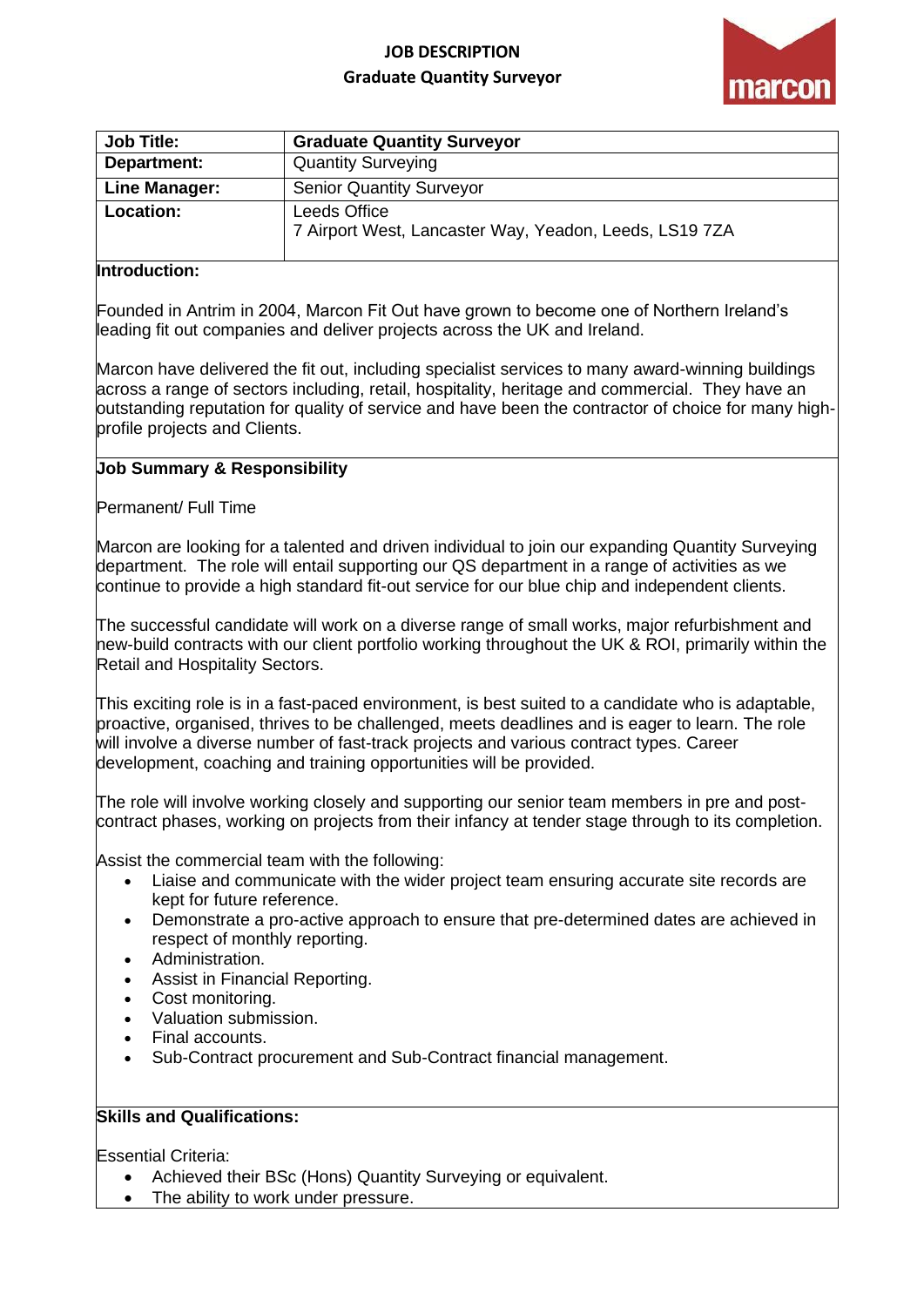# JOB DESCRIPTION

## Graduate Quantity Surveyor

marcon

| Job Title: | Graduate Quantity Surveyor |
|---|---|
| Department: | Quantity Surveying |
| Line Manager: | Senior Quantity Surveyor |
| Location: | Leeds Office<br>7 Airport West, Lancaster Way, Yeadon, Leeds, LS19 7ZA |

**Introduction:**

Founded in Antrim in 2004, Marcon Fit Out have grown to become one of Northern Ireland's leading fit out companies and deliver projects across the UK and Ireland.

Marcon have delivered the fit out, including specialist services to many award-winning buildings across a range of sectors including, retail, hospitality, heritage and commercial. They have an outstanding reputation for quality of service and have been the contractor of choice for many high-profile projects and Clients.

**Job Summary & Responsibility**

Permanent/ Full Time

Marcon are looking for a talented and driven individual to join our expanding Quantity Surveying department. The role will entail supporting our QS department in a range of activities as we continue to provide a high standard fit-out service for our blue chip and independent clients.

The successful candidate will work on a diverse range of small works, major refurbishment and new-build contracts with our client portfolio working throughout the UK & ROI, primarily within the Retail and Hospitality Sectors.

This exciting role is in a fast-paced environment, is best suited to a candidate who is adaptable, proactive, organised, thrives to be challenged, meets deadlines and is eager to learn. The role will involve a diverse number of fast-track projects and various contract types. Career development, coaching and training opportunities will be provided.

The role will involve working closely and supporting our senior team members in pre and post-contract phases, working on projects from their infancy at tender stage through to its completion.

Assist the commercial team with the following:

- Liaise and communicate with the wider project team ensuring accurate site records are kept for future reference.
- Demonstrate a pro-active approach to ensure that pre-determined dates are achieved in respect of monthly reporting.
- Administration.
- Assist in Financial Reporting.
- Cost monitoring.
- Valuation submission.
- Final accounts.
- Sub-Contract procurement and Sub-Contract financial management.

**Skills and Qualifications:**

Essential Criteria:

- Achieved their BSc (Hons) Quantity Surveying or equivalent.
- The ability to work under pressure.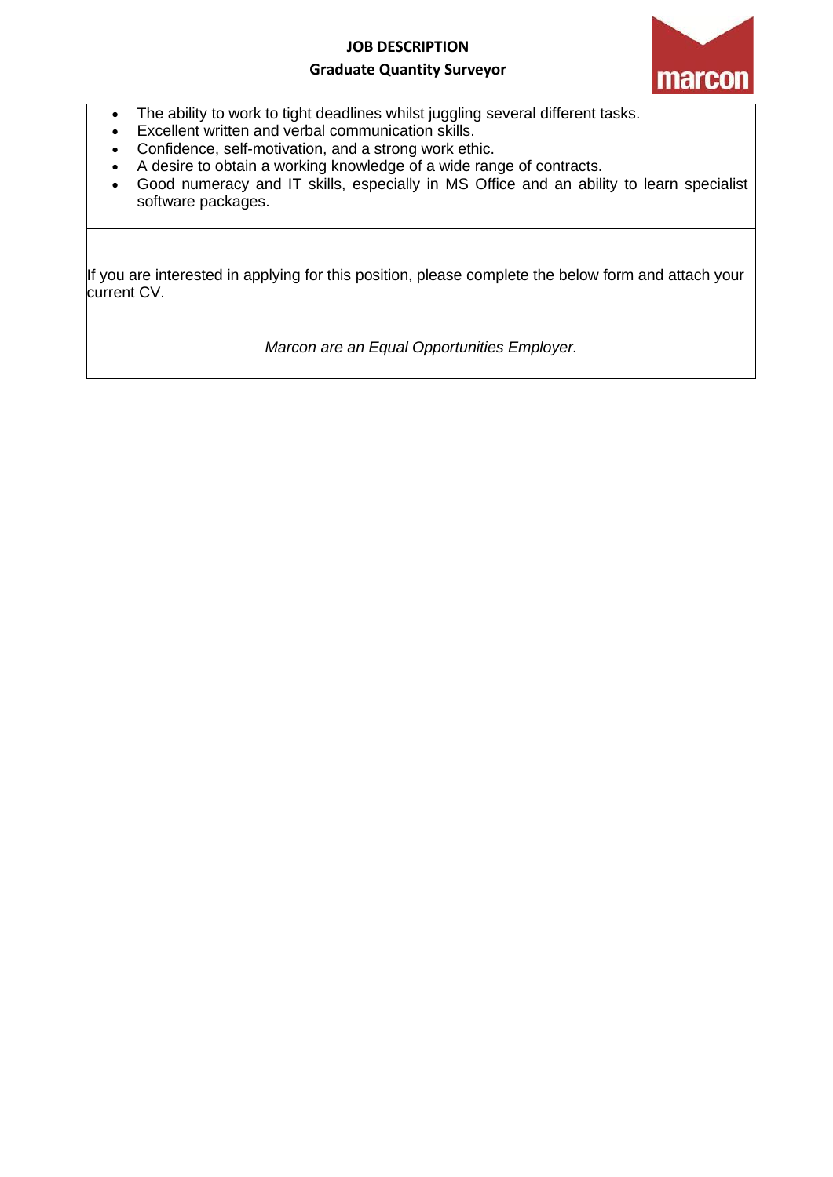- The ability to work to tight deadlines whilst juggling several different tasks.
- Excellent written and verbal communication skills.
- Confidence, self-motivation, and a strong work ethic.
- A desire to obtain a working knowledge of a wide range of contracts.
- Good numeracy and IT skills, especially in MS Office and an ability to learn specialist software packages.

If you are interested in applying for this position, please complete the below form and attach your current CV.

*Marcon are an Equal Opportunities Employer.*